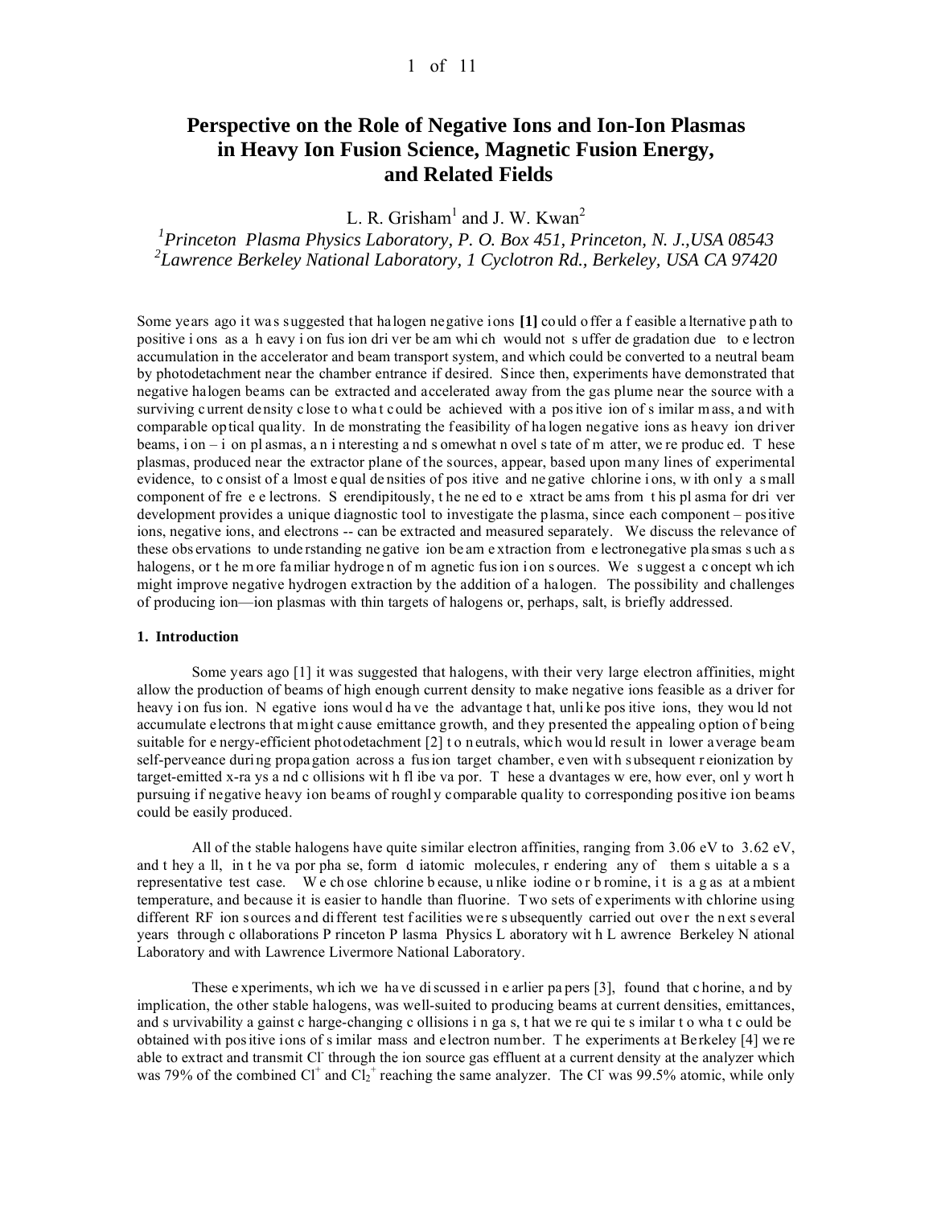# Perspective on the Role of Negative Ions and Ion-Ion Plasmas in Heavy Ion Fusion Science, Magnetic Fusion Energy, and Related Fields

L. R. Grisham[1] and J. W. Kwan[2]

[1]*Princeton Plasma Physics Laboratory, P. O. Box 451, Princeton, N. J., USA 08543*
[2]*Lawrence Berkeley National Laboratory, 1 Cyclotron Rd., Berkeley, USA CA 97420*

Some years ago it was suggested that halogen negative ions **[1]** could offer a feasible alternative path to positive ions as a heavy ion fusion driver beam which would not suffer degradation due to electron accumulation in the accelerator and beam transport system, and which could be converted to a neutral beam by photodetachment near the chamber entrance if desired. Since then, experiments have demonstrated that negative halogen beams can be extracted and accelerated away from the gas plume near the source with a surviving current density close to what could be achieved with a positive ion of similar mass, and with comparable optical quality. In demonstrating the feasibility of halogen negative ions as heavy ion driver beams, ion – ion plasmas, an interesting and somewhat novel state of matter, were produced. These plasmas, produced near the extractor plane of the sources, appear, based upon many lines of experimental evidence, to consist of almost equal densities of positive and negative chlorine ions, with only a small component of free electrons. Serendipitously, the need to extract beams from this plasma for driver development provides a unique diagnostic tool to investigate the plasma, since each component – positive ions, negative ions, and electrons -- can be extracted and measured separately. We discuss the relevance of these observations to understanding negative ion beam extraction from electronegative plasmas such as halogens, or the more familiar hydrogen of magnetic fusion ion sources. We suggest a concept which might improve negative hydrogen extraction by the addition of a halogen. The possibility and challenges of producing ion—ion plasmas with thin targets of halogens or, perhaps, salt, is briefly addressed.

## 1. Introduction

Some years ago [1] it was suggested that halogens, with their very large electron affinities, might allow the production of beams of high enough current density to make negative ions feasible as a driver for heavy ion fusion. Negative ions would have the advantage that, unlike positive ions, they would not accumulate electrons that might cause emittance growth, and they presented the appealing option of being suitable for energy-efficient photodetachment [2] to neutrals, which would result in lower average beam self-perveance during propagation across a fusion target chamber, even with subsequent reionization by target-emitted x-rays and collisions with flibe vapor. These advantages were, however, only worth pursuing if negative heavy ion beams of roughly comparable quality to corresponding positive ion beams could be easily produced.

All of the stable halogens have quite similar electron affinities, ranging from 3.06 eV to 3.62 eV, and they all, in the vapor phase, form diatomic molecules, rendering any of them suitable as a representative test case. We chose chlorine because, unlike iodine or bromine, it is a gas at ambient temperature, and because it is easier to handle than fluorine. Two sets of experiments with chlorine using different RF ion sources and different test facilities were subsequently carried out over the next several years through collaborations Princeton Plasma Physics Laboratory with Lawrence Berkeley National Laboratory and with Lawrence Livermore National Laboratory.

These experiments, which we have discussed in earlier papers [3], found that chorine, and by implication, the other stable halogens, was well-suited to producing beams at current densities, emittances, and survivability against charge-changing collisions in gas, that were quite similar to what could be obtained with positive ions of similar mass and electron number. The experiments at Berkeley [4] were able to extract and transmit $Cl^-$ through the ion source gas effluent at a current density at the analyzer which was 79% of the combined $Cl^+$ and $Cl_2^+$ reaching the same analyzer. The $Cl^-$ was 99.5% atomic, while only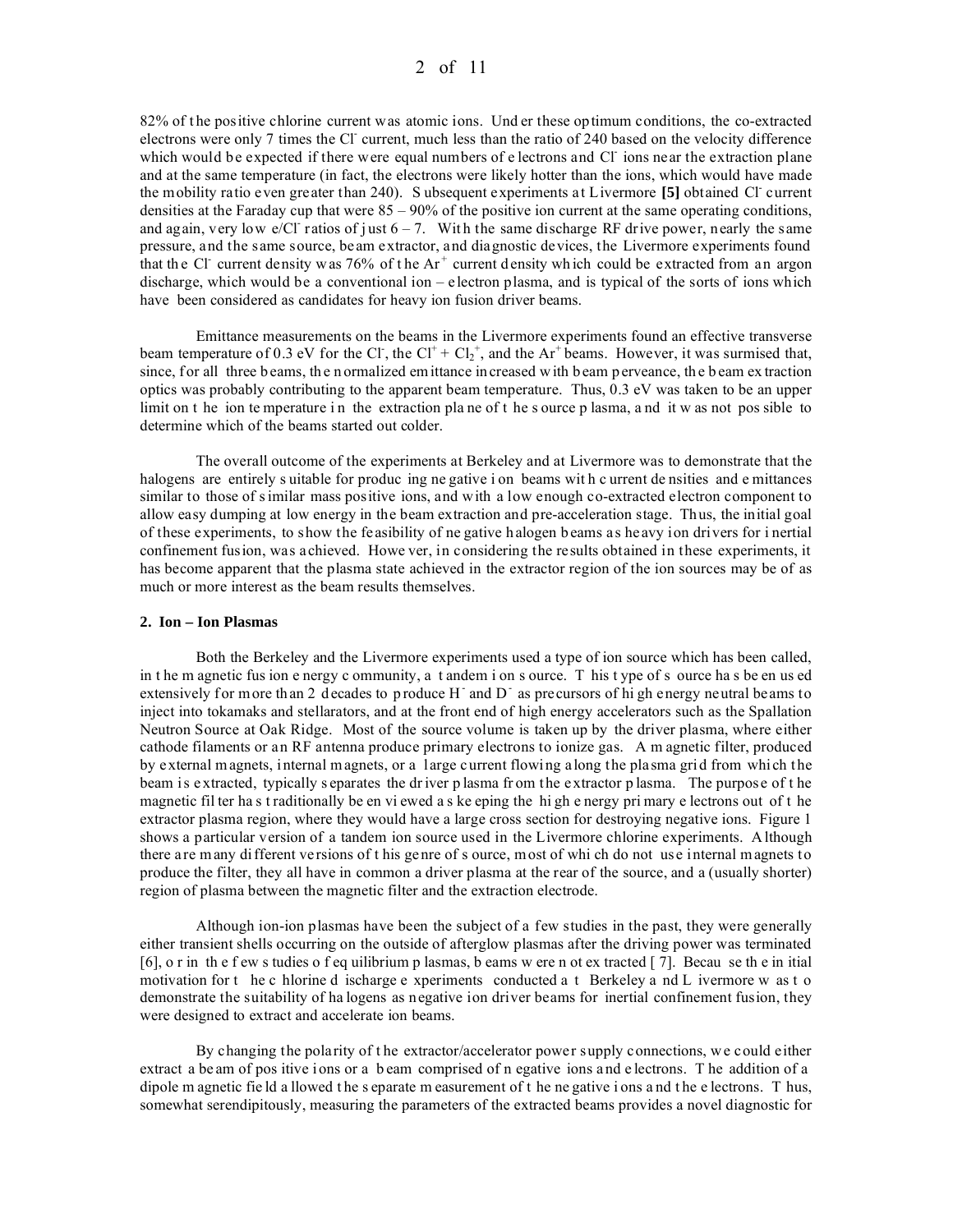82% of the positive chlorine current was atomic ions. Under these optimum conditions, the co-extracted electrons were only 7 times the $Cl^-$ current, much less than the ratio of 240 based on the velocity difference which would be expected if there were equal numbers of electrons and $Cl^-$ ions near the extraction plane and at the same temperature (in fact, the electrons were likely hotter than the ions, which would have made the mobility ratio even greater than 240). Subsequent experiments at Livermore **[5]** obtained $Cl^-$ current densities at the Faraday cup that were 85 – 90% of the positive ion current at the same operating conditions, and again, very low $e/Cl^-$ ratios of just 6 – 7. With the same discharge RF drive power, nearly the same pressure, and the same source, beam extractor, and diagnostic devices, the Livermore experiments found that the $Cl^-$ current density was 76% of the $Ar^+$ current density which could be extracted from an argon discharge, which would be a conventional ion – electron plasma, and is typical of the sorts of ions which have been considered as candidates for heavy ion fusion driver beams.

Emittance measurements on the beams in the Livermore experiments found an effective transverse beam temperature of 0.3 eV for the $Cl^-$, the $Cl^+ + Cl_2^+$, and the $Ar^+$ beams. However, it was surmised that, since, for all three beams, the normalized emittance increased with beam perveance, the beam extraction optics was probably contributing to the apparent beam temperature. Thus, 0.3 eV was taken to be an upper limit on the ion temperature in the extraction plane of the source plasma, and it was not possible to determine which of the beams started out colder.

The overall outcome of the experiments at Berkeley and at Livermore was to demonstrate that the halogens are entirely suitable for producing negative ion beams with current densities and emittances similar to those of similar mass positive ions, and with a low enough co-extracted electron component to allow easy dumping at low energy in the beam extraction and pre-acceleration stage. Thus, the initial goal of these experiments, to show the feasibility of negative halogen beams as heavy ion drivers for inertial confinement fusion, was achieved. However, in considering the results obtained in these experiments, it has become apparent that the plasma state achieved in the extractor region of the ion sources may be of as much or more interest as the beam results themselves.

## 2. Ion – Ion Plasmas

Both the Berkeley and the Livermore experiments used a type of ion source which has been called, in the magnetic fusion energy community, a tandem ion source. This type of source has been used extensively for more than 2 decades to produce $H^-$ and $D^-$ as precursors of high energy neutral beams to inject into tokamaks and stellarators, and at the front end of high energy accelerators such as the Spallation Neutron Source at Oak Ridge. Most of the source volume is taken up by the driver plasma, where either cathode filaments or an RF antenna produce primary electrons to ionize gas. A magnetic filter, produced by external magnets, internal magnets, or a large current flowing along the plasma grid from which the beam is extracted, typically separates the driver plasma from the extractor plasma. The purpose of the magnetic filter has traditionally been viewed as keeping the high energy primary electrons out of the extractor plasma region, where they would have a large cross section for destroying negative ions. Figure 1 shows a particular version of a tandem ion source used in the Livermore chlorine experiments. Although there are many different versions of this genre of source, most of which do not use internal magnets to produce the filter, they all have in common a driver plasma at the rear of the source, and a (usually shorter) region of plasma between the magnetic filter and the extraction electrode.

Although ion-ion plasmas have been the subject of a few studies in the past, they were generally either transient shells occurring on the outside of afterglow plasmas after the driving power was terminated [6], or in the few studies of equilibrium plasmas, beams were not extracted [7]. Because the initial motivation for the chlorine discharge experiments conducted at Berkeley and Livermore was to demonstrate the suitability of halogens as negative ion driver beams for inertial confinement fusion, they were designed to extract and accelerate ion beams.

By changing the polarity of the extractor/accelerator power supply connections, we could either extract a beam of positive ions or a beam comprised of negative ions and electrons. The addition of a dipole magnetic field allowed the separate measurement of the negative ions and the electrons. Thus, somewhat serendipitously, measuring the parameters of the extracted beams provides a novel diagnostic for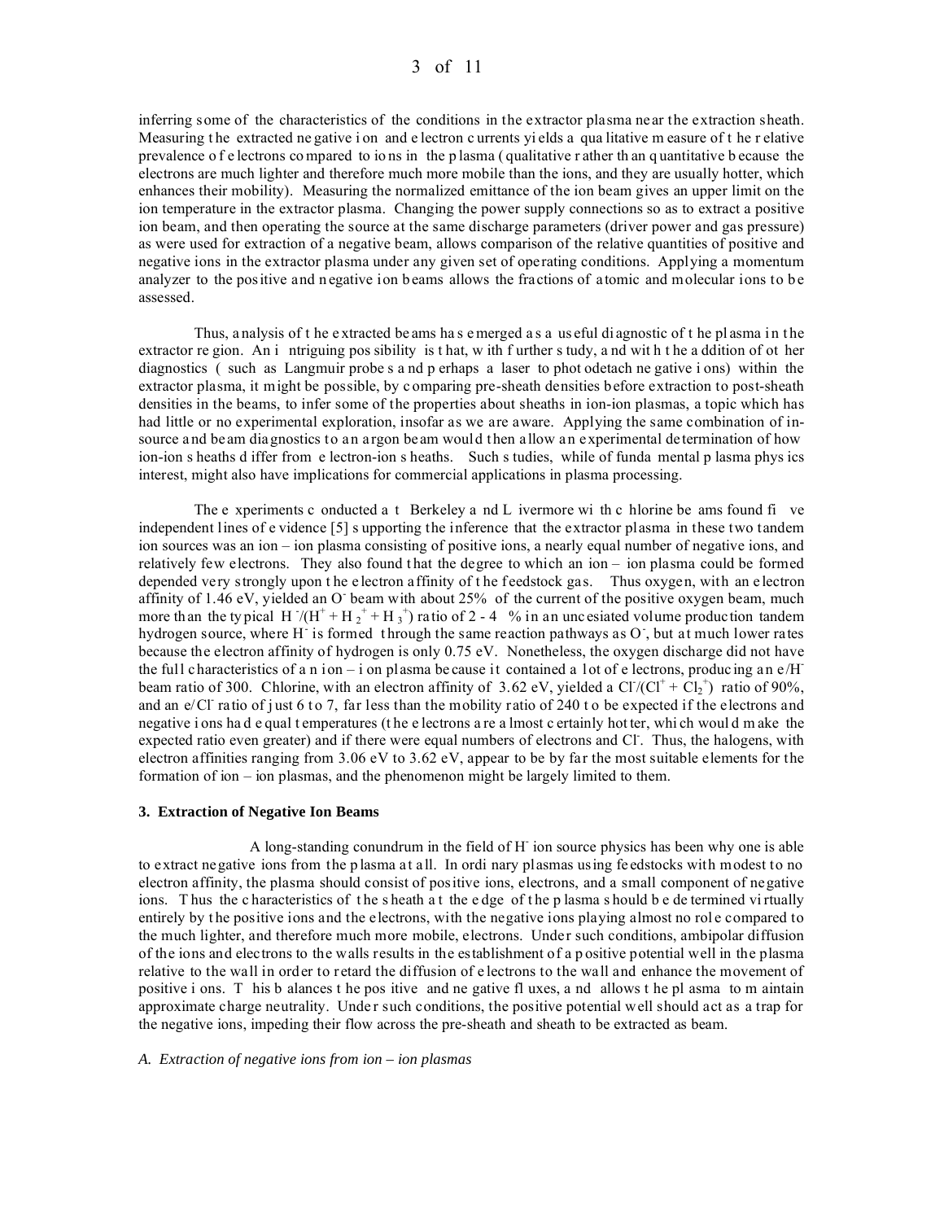inferring some of the characteristics of the conditions in the extractor plasma near the extraction sheath. Measuring the extracted negative ion and electron currents yields a qualitative measure of the relative prevalence of electrons compared to ions in the plasma (qualitative rather than quantitative because the electrons are much lighter and therefore much more mobile than the ions, and they are usually hotter, which enhances their mobility). Measuring the normalized emittance of the ion beam gives an upper limit on the ion temperature in the extractor plasma. Changing the power supply connections so as to extract a positive ion beam, and then operating the source at the same discharge parameters (driver power and gas pressure) as were used for extraction of a negative beam, allows comparison of the relative quantities of positive and negative ions in the extractor plasma under any given set of operating conditions. Applying a momentum analyzer to the positive and negative ion beams allows the fractions of atomic and molecular ions to be assessed.

Thus, analysis of the extracted beams has emerged as a useful diagnostic of the plasma in the extractor region. An intriguing possibility is that, with further study, and with the addition of other diagnostics (such as Langmuir probes and perhaps a laser to photodetach negative ions) within the extractor plasma, it might be possible, by comparing pre-sheath densities before extraction to post-sheath densities in the beams, to infer some of the properties about sheaths in ion-ion plasmas, a topic which has had little or no experimental exploration, insofar as we are aware. Applying the same combination of in-source and beam diagnostics to an argon beam would then allow an experimental determination of how ion-ion sheaths differ from electron-ion sheaths. Such studies, while of fundamental plasma physics interest, might also have implications for commercial applications in plasma processing.

The experiments conducted at Berkeley and Livermore with chlorine beams found five independent lines of evidence [5] supporting the inference that the extractor plasma in these two tandem ion sources was an ion – ion plasma consisting of positive ions, a nearly equal number of negative ions, and relatively few electrons. They also found that the degree to which an ion – ion plasma could be formed depended very strongly upon the electron affinity of the feedstock gas. Thus oxygen, with an electron affinity of 1.46 eV, yielded an $O^-$ beam with about 25% of the current of the positive oxygen beam, much more than the typical $H^-/(H^+ + H_2^+ + H_3^+)$ ratio of 2 - 4 % in an uncesiated volume production tandem hydrogen source, where $H^-$ is formed through the same reaction pathways as $O^-$, but at much lower rates because the electron affinity of hydrogen is only 0.75 eV. Nonetheless, the oxygen discharge did not have the full characteristics of an ion – ion plasma because it contained a lot of electrons, producing an $e/H^-$ beam ratio of 300. Chlorine, with an electron affinity of 3.62 eV, yielded a $Cl^-/(Cl^+ + Cl_2^+)$ ratio of 90%, and an $e/Cl^-$ ratio of just 6 to 7, far less than the mobility ratio of 240 to be expected if the electrons and negative ions had equal temperatures (the electrons are almost certainly hotter, which would make the expected ratio even greater) and if there were equal numbers of electrons and $Cl^-$. Thus, the halogens, with electron affinities ranging from 3.06 eV to 3.62 eV, appear to be by far the most suitable elements for the formation of ion – ion plasmas, and the phenomenon might be largely limited to them.

### 3. Extraction of Negative Ion Beams

A long-standing conundrum in the field of $H^-$ ion source physics has been why one is able to extract negative ions from the plasma at all. In ordinary plasmas using feedstocks with modest to no electron affinity, the plasma should consist of positive ions, electrons, and a small component of negative ions. Thus the characteristics of the sheath at the edge of the plasma should be determined virtually entirely by the positive ions and the electrons, with the negative ions playing almost no role compared to the much lighter, and therefore much more mobile, electrons. Under such conditions, ambipolar diffusion of the ions and electrons to the walls results in the establishment of a positive potential well in the plasma relative to the wall in order to retard the diffusion of electrons to the wall and enhance the movement of positive ions. This balances the positive and negative fluxes, and allows the plasma to maintain approximate charge neutrality. Under such conditions, the positive potential well should act as a trap for the negative ions, impeding their flow across the pre-sheath and sheath to be extracted as beam.

*A. Extraction of negative ions from ion – ion plasmas*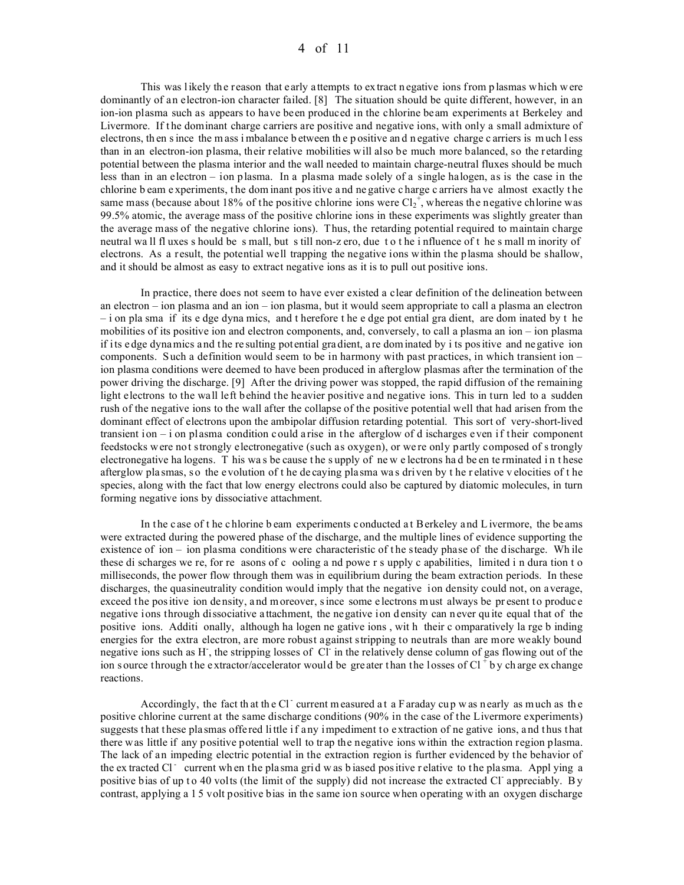This was likely the reason that early attempts to extract negative ions from plasmas which were dominantly of an electron-ion character failed. [8] The situation should be quite different, however, in an ion-ion plasma such as appears to have been produced in the chlorine beam experiments at Berkeley and Livermore. If the dominant charge carriers are positive and negative ions, with only a small admixture of electrons, then since the mass imbalance between the positive and negative charge carriers is much less than in an electron-ion plasma, their relative mobilities will also be much more balanced, so the retarding potential between the plasma interior and the wall needed to maintain charge-neutral fluxes should be much less than in an electron – ion plasma. In a plasma made solely of a single halogen, as is the case in the chlorine beam experiments, the dominant positive and negative charge carriers have almost exactly the same mass (because about 18% of the positive chlorine ions were $Cl_2^+$, whereas the negative chlorine was 99.5% atomic, the average mass of the positive chlorine ions in these experiments was slightly greater than the average mass of the negative chlorine ions). Thus, the retarding potential required to maintain charge neutral wall fluxes should be small, but still non-zero, due to the influence of the small minority of electrons. As a result, the potential well trapping the negative ions within the plasma should be shallow, and it should be almost as easy to extract negative ions as it is to pull out positive ions.

In practice, there does not seem to have ever existed a clear definition of the delineation between an electron – ion plasma and an ion – ion plasma, but it would seem appropriate to call a plasma an electron – ion plasma if its edge dynamics, and therefore the edge potential gradient, are dominated by the mobilities of its positive ion and electron components, and, conversely, to call a plasma an ion – ion plasma if its edge dynamics and the resulting potential gradient, are dominated by its positive and negative ion components. Such a definition would seem to be in harmony with past practices, in which transient ion – ion plasma conditions were deemed to have been produced in afterglow plasmas after the termination of the power driving the discharge. [9] After the driving power was stopped, the rapid diffusion of the remaining light electrons to the wall left behind the heavier positive and negative ions. This in turn led to a sudden rush of the negative ions to the wall after the collapse of the positive potential well that had arisen from the dominant effect of electrons upon the ambipolar diffusion retarding potential. This sort of very-short-lived transient ion – ion plasma condition could arise in the afterglow of discharges even if their component feedstocks were not strongly electronegative (such as oxygen), or were only partly composed of strongly electronegative halogens. This was because the supply of new electrons had been terminated in these afterglow plasmas, so the evolution of the decaying plasma was driven by the relative velocities of the species, along with the fact that low energy electrons could also be captured by diatomic molecules, in turn forming negative ions by dissociative attachment.

In the case of the chlorine beam experiments conducted at Berkeley and Livermore, the beams were extracted during the powered phase of the discharge, and the multiple lines of evidence supporting the existence of ion – ion plasma conditions were characteristic of the steady phase of the discharge. While these discharges were, for reasons of cooling and power supply capabilities, limited in duration to milliseconds, the power flow through them was in equilibrium during the beam extraction periods. In these discharges, the quasineutrality condition would imply that the negative ion density could not, on average, exceed the positive ion density, and moreover, since some electrons must always be present to produce negative ions through dissociative attachment, the negative ion density can never quite equal that of the positive ions. Additionally, although halogen negative ions, with their comparatively large binding energies for the extra electron, are more robust against stripping to neutrals than are more weakly bound negative ions such as $H^-$, the stripping losses of $Cl^-$ in the relatively dense column of gas flowing out of the ion source through the extractor/accelerator would be greater than the losses of $Cl^+$ by charge exchange reactions.

Accordingly, the fact that the $Cl^-$ current measured at a Faraday cup was nearly as much as the positive chlorine current at the same discharge conditions (90% in the case of the Livermore experiments) suggests that these plasmas offered little if any impediment to extraction of negative ions, and thus that there was little if any positive potential well to trap the negative ions within the extraction region plasma. The lack of an impeding electric potential in the extraction region is further evidenced by the behavior of the extracted $Cl^-$ current when the plasma grid was biased positive relative to the plasma. Applying a positive bias of up to 40 volts (the limit of the supply) did not increase the extracted $Cl^-$ appreciably. By contrast, applying a 15 volt positive bias in the same ion source when operating with an oxygen discharge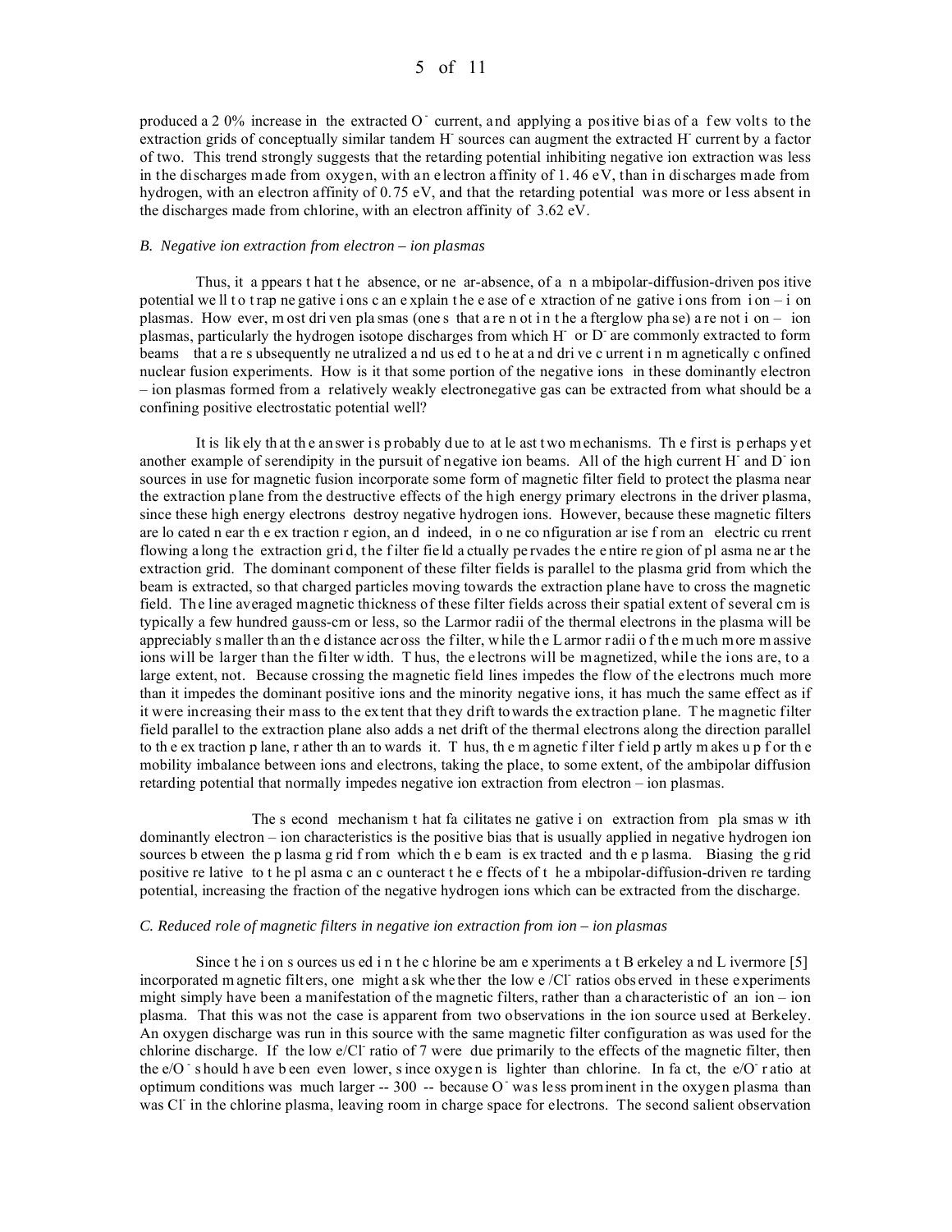produced a 20% increase in the extracted $O^-$ current, and applying a positive bias of a few volts to the extraction grids of conceptually similar tandem $H^-$ sources can augment the extracted $H^-$ current by a factor of two. This trend strongly suggests that the retarding potential inhibiting negative ion extraction was less in the discharges made from oxygen, with an electron affinity of 1.46 eV, than in discharges made from hydrogen, with an electron affinity of 0.75 eV, and that the retarding potential was more or less absent in the discharges made from chlorine, with an electron affinity of 3.62 eV.

### *B. Negative ion extraction from electron – ion plasmas*

Thus, it appears that the absence, or near-absence, of an ambipolar-diffusion-driven positive potential well to trap negative ions can explain the ease of extraction of negative ions from ion – ion plasmas. However, most driven plasmas (ones that are not in the afterglow phase) are not ion – ion plasmas, particularly the hydrogen isotope discharges from which $H^-$ or $D^-$ are commonly extracted to form beams that are subsequently neutralized and used to heat and drive current in magnetically confined nuclear fusion experiments. How is it that some portion of the negative ions in these dominantly electron – ion plasmas formed from a relatively weakly electronegative gas can be extracted from what should be a confining positive electrostatic potential well?

It is likely that the answer is probably due to at least two mechanisms. The first is perhaps yet another example of serendipity in the pursuit of negative ion beams. All of the high current $H^-$ and $D^-$ ion sources in use for magnetic fusion incorporate some form of magnetic filter field to protect the plasma near the extraction plane from the destructive effects of the high energy primary electrons in the driver plasma, since these high energy electrons destroy negative hydrogen ions. However, because these magnetic filters are located near the extraction region, and indeed, in one configuration arise from an electric current flowing along the extraction grid, the filter field actually pervades the entire region of plasma near the extraction grid. The dominant component of these filter fields is parallel to the plasma grid from which the beam is extracted, so that charged particles moving towards the extraction plane have to cross the magnetic field. The line averaged magnetic thickness of these filter fields across their spatial extent of several cm is typically a few hundred gauss-cm or less, so the Larmor radii of the thermal electrons in the plasma will be appreciably smaller than the distance across the filter, while the Larmor radii of the much more massive ions will be larger than the filter width. Thus, the electrons will be magnetized, while the ions are, to a large extent, not. Because crossing the magnetic field lines impedes the flow of the electrons much more than it impedes the dominant positive ions and the minority negative ions, it has much the same effect as if it were increasing their mass to the extent that they drift towards the extraction plane. The magnetic filter field parallel to the extraction plane also adds a net drift of the thermal electrons along the direction parallel to the extraction plane, rather than towards it. Thus, the magnetic filter field partly makes up for the mobility imbalance between ions and electrons, taking the place, to some extent, of the ambipolar diffusion retarding potential that normally impedes negative ion extraction from electron – ion plasmas.

The second mechanism that facilitates negative ion extraction from plasmas with dominantly electron – ion characteristics is the positive bias that is usually applied in negative hydrogen ion sources between the plasma grid from which the beam is extracted and the plasma. Biasing the grid positive relative to the plasma can counteract the effects of the ambipolar-diffusion-driven retarding potential, increasing the fraction of the negative hydrogen ions which can be extracted from the discharge.

### *C. Reduced role of magnetic filters in negative ion extraction from ion – ion plasmas*

Since the ion sources used in the chlorine beam experiments at Berkeley and Livermore [5] incorporated magnetic filters, one might ask whether the low e/$Cl^-$ ratios observed in these experiments might simply have been a manifestation of the magnetic filters, rather than a characteristic of an ion – ion plasma. That this was not the case is apparent from two observations in the ion source used at Berkeley. An oxygen discharge was run in this source with the same magnetic filter configuration as was used for the chlorine discharge. If the low e/$Cl^-$ ratio of 7 were due primarily to the effects of the magnetic filter, then the e/$O^-$ should have been even lower, since oxygen is lighter than chlorine. In fact, the e/$O^-$ ratio at optimum conditions was much larger -- 300 -- because $O^-$ was less prominent in the oxygen plasma than was $Cl^-$ in the chlorine plasma, leaving room in charge space for electrons. The second salient observation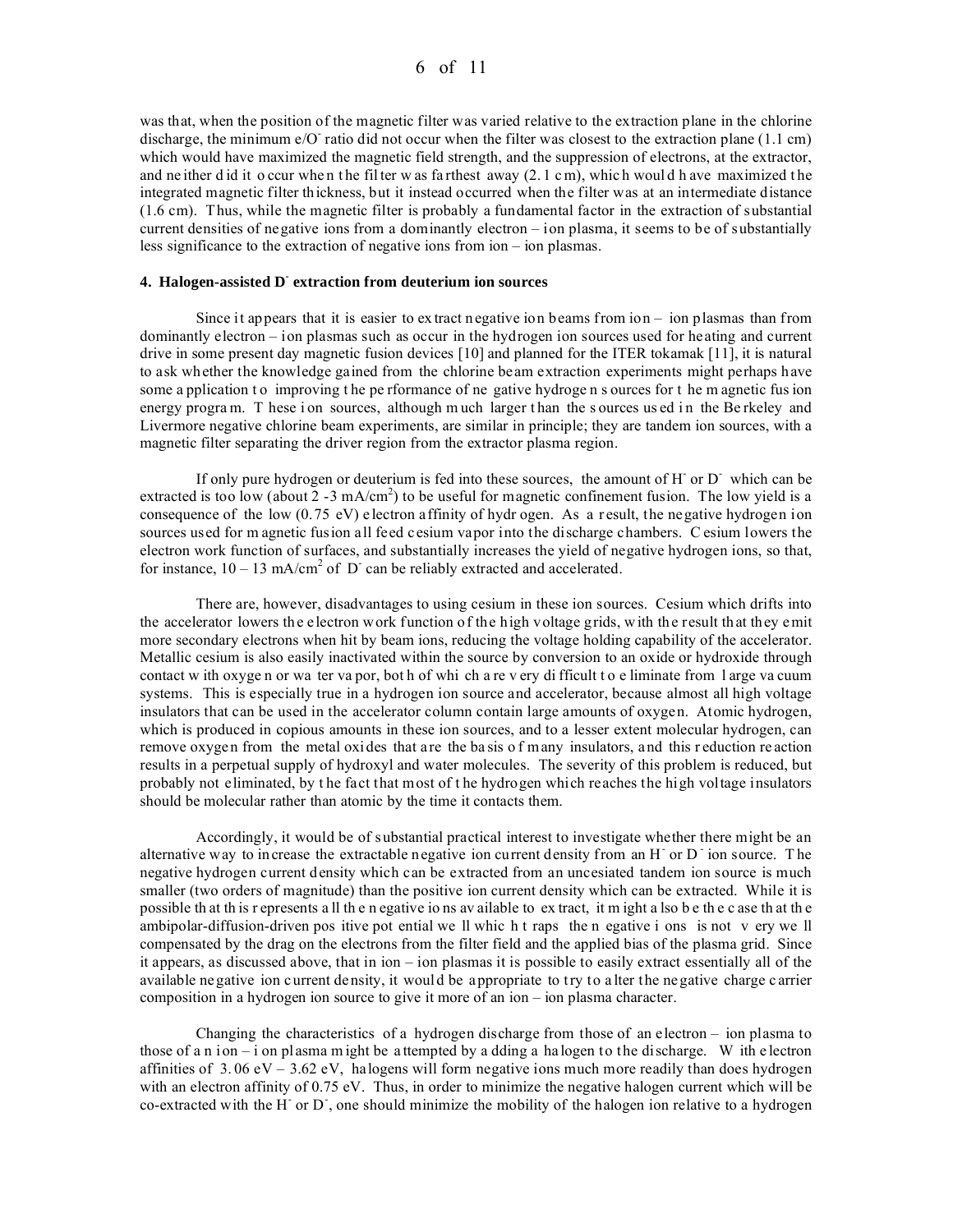was that, when the position of the magnetic filter was varied relative to the extraction plane in the chlorine discharge, the minimum e/$O^-$ ratio did not occur when the filter was closest to the extraction plane (1.1 cm) which would have maximized the magnetic field strength, and the suppression of electrons, at the extractor, and neither did it occur when the filter was farthest away (2.1 cm), which would have maximized the integrated magnetic filter thickness, but it instead occurred when the filter was at an intermediate distance (1.6 cm). Thus, while the magnetic filter is probably a fundamental factor in the extraction of substantial current densities of negative ions from a dominantly electron – ion plasma, it seems to be of substantially less significance to the extraction of negative ions from ion – ion plasmas.

#### 4. Halogen-assisted $D^-$ extraction from deuterium ion sources

Since it appears that it is easier to extract negative ion beams from ion – ion plasmas than from dominantly electron – ion plasmas such as occur in the hydrogen ion sources used for heating and current drive in some present day magnetic fusion devices [10] and planned for the ITER tokamak [11], it is natural to ask whether the knowledge gained from the chlorine beam extraction experiments might perhaps have some application to improving the performance of negative hydrogen sources for the magnetic fusion energy program. These ion sources, although much larger than the sources used in the Berkeley and Livermore negative chlorine beam experiments, are similar in principle; they are tandem ion sources, with a magnetic filter separating the driver region from the extractor plasma region.

If only pure hydrogen or deuterium is fed into these sources, the amount of $H^-$ or $D^-$ which can be extracted is too low (about 2 -3 mA/cm$^2$) to be useful for magnetic confinement fusion. The low yield is a consequence of the low (0.75 eV) electron affinity of hydrogen. As a result, the negative hydrogen ion sources used for magnetic fusion all feed cesium vapor into the discharge chambers. Cesium lowers the electron work function of surfaces, and substantially increases the yield of negative hydrogen ions, so that, for instance, 10 – 13 mA/cm$^2$ of $D^-$ can be reliably extracted and accelerated.

There are, however, disadvantages to using cesium in these ion sources. Cesium which drifts into the accelerator lowers the electron work function of the high voltage grids, with the result that they emit more secondary electrons when hit by beam ions, reducing the voltage holding capability of the accelerator. Metallic cesium is also easily inactivated within the source by conversion to an oxide or hydroxide through contact with oxygen or water vapor, both of which are very difficult to eliminate from large vacuum systems. This is especially true in a hydrogen ion source and accelerator, because almost all high voltage insulators that can be used in the accelerator column contain large amounts of oxygen. Atomic hydrogen, which is produced in copious amounts in these ion sources, and to a lesser extent molecular hydrogen, can remove oxygen from the metal oxides that are the basis of many insulators, and this reduction reaction results in a perpetual supply of hydroxyl and water molecules. The severity of this problem is reduced, but probably not eliminated, by the fact that most of the hydrogen which reaches the high voltage insulators should be molecular rather than atomic by the time it contacts them.

Accordingly, it would be of substantial practical interest to investigate whether there might be an alternative way to increase the extractable negative ion current density from an $H^-$ or $D^-$ ion source. The negative hydrogen current density which can be extracted from an uncesiated tandem ion source is much smaller (two orders of magnitude) than the positive ion current density which can be extracted. While it is possible that this represents all the negative ions available to extract, it might also be the case that the ambipolar-diffusion-driven positive potential well which traps the negative ions is not very well compensated by the drag on the electrons from the filter field and the applied bias of the plasma grid. Since it appears, as discussed above, that in ion – ion plasmas it is possible to easily extract essentially all of the available negative ion current density, it would be appropriate to try to alter the negative charge carrier composition in a hydrogen ion source to give it more of an ion – ion plasma character.

Changing the characteristics of a hydrogen discharge from those of an electron – ion plasma to those of an ion – ion plasma might be attempted by adding a halogen to the discharge. With electron affinities of 3.06 eV – 3.62 eV, halogens will form negative ions much more readily than does hydrogen with an electron affinity of 0.75 eV. Thus, in order to minimize the negative halogen current which will be co-extracted with the $H^-$ or $D^-$, one should minimize the mobility of the halogen ion relative to a hydrogen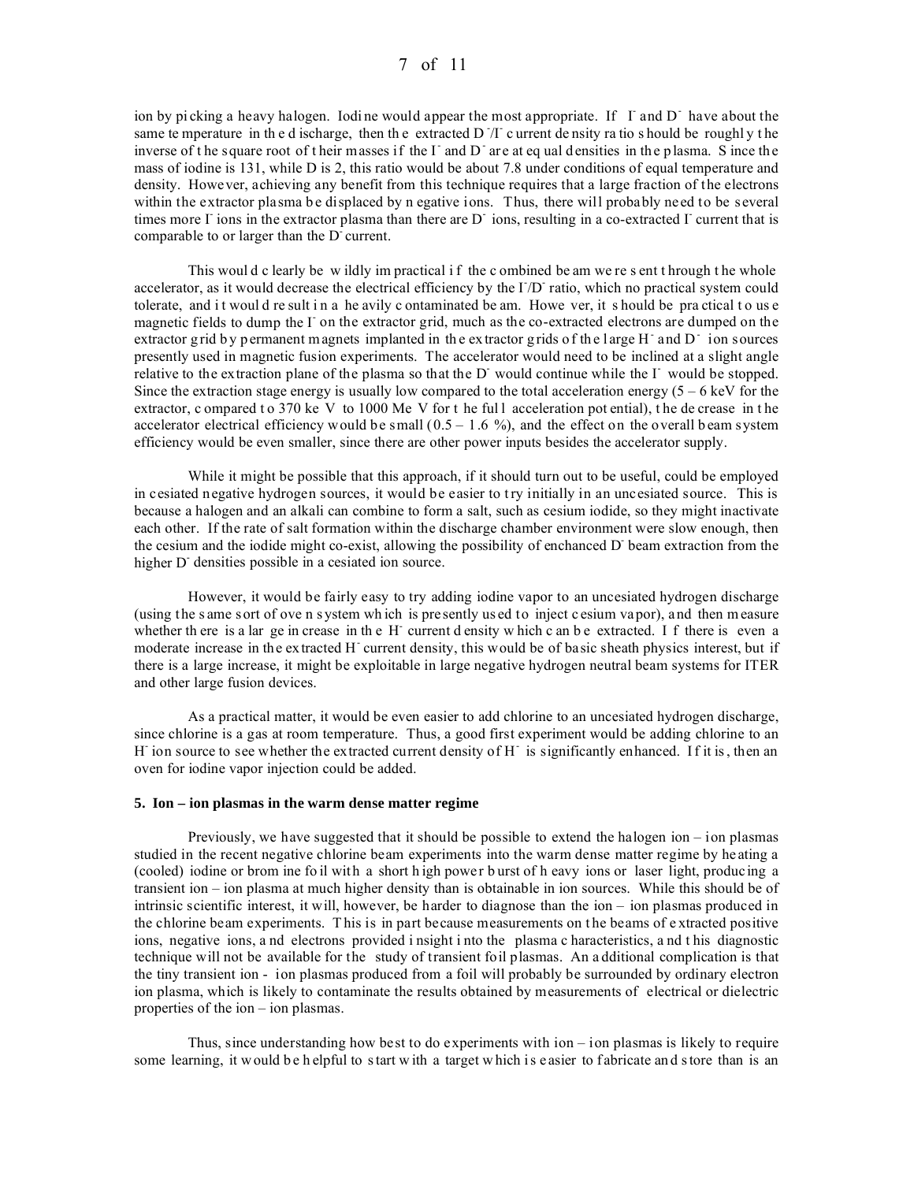ion by picking a heavy halogen. Iodine would appear the most appropriate. If $I^-$ and $D^-$ have about the same temperature in the discharge, then the extracted $D^-/I^-$ current density ratio should be roughly the inverse of the square root of their masses if the $I^-$ and $D^-$ are at equal densities in the plasma. Since the mass of iodine is 131, while D is 2, this ratio would be about 7.8 under conditions of equal temperature and density. However, achieving any benefit from this technique requires that a large fraction of the electrons within the extractor plasma be displaced by negative ions. Thus, there will probably need to be several times more $I^-$ ions in the extractor plasma than there are $D^-$ ions, resulting in a co-extracted $I^-$ current that is comparable to or larger than the $D^-$ current.

This would clearly be wildly impractical if the combined beam were sent through the whole accelerator, as it would decrease the electrical efficiency by the $I^-/D^-$ ratio, which no practical system could tolerate, and it would result in a heavily contaminated beam. However, it should be practical to use magnetic fields to dump the $I^-$ on the extractor grid, much as the co-extracted electrons are dumped on the extractor grid by permanent magnets implanted in the extractor grids of the large $H^-$ and $D^-$ ion sources presently used in magnetic fusion experiments. The accelerator would need to be inclined at a slight angle relative to the extraction plane of the plasma so that the $D^-$ would continue while the $I^-$ would be stopped. Since the extraction stage energy is usually low compared to the total acceleration energy (5 – 6 keV for the extractor, compared to 370 keV to 1000 MeV for the full acceleration potential), the decrease in the accelerator electrical efficiency would be small (0.5 – 1.6 %), and the effect on the overall beam system efficiency would be even smaller, since there are other power inputs besides the accelerator supply.

While it might be possible that this approach, if it should turn out to be useful, could be employed in cesiated negative hydrogen sources, it would be easier to try initially in an uncesiated source. This is because a halogen and an alkali can combine to form a salt, such as cesium iodide, so they might inactivate each other. If the rate of salt formation within the discharge chamber environment were slow enough, then the cesium and the iodide might co-exist, allowing the possibility of enchanced $D^-$ beam extraction from the higher $D^-$ densities possible in a cesiated ion source.

However, it would be fairly easy to try adding iodine vapor to an uncesiated hydrogen discharge (using the same sort of oven system which is presently used to inject cesium vapor), and then measure whether there is a large increase in the $H^-$ current density which can be extracted. If there is even a moderate increase in the extracted $H^-$ current density, this would be of basic sheath physics interest, but if there is a large increase, it might be exploitable in large negative hydrogen neutral beam systems for ITER and other large fusion devices.

As a practical matter, it would be even easier to add chlorine to an uncesiated hydrogen discharge, since chlorine is a gas at room temperature. Thus, a good first experiment would be adding chlorine to an $H^-$ ion source to see whether the extracted current density of $H^-$ is significantly enhanced. If it is, then an oven for iodine vapor injection could be added.

**5. Ion – ion plasmas in the warm dense matter regime**

Previously, we have suggested that it should be possible to extend the halogen ion – ion plasmas studied in the recent negative chlorine beam experiments into the warm dense matter regime by heating a (cooled) iodine or bromine foil with a short high power burst of heavy ions or laser light, producing a transient ion – ion plasma at much higher density than is obtainable in ion sources. While this should be of intrinsic scientific interest, it will, however, be harder to diagnose than the ion – ion plasmas produced in the chlorine beam experiments. This is in part because measurements on the beams of extracted positive ions, negative ions, and electrons provided insight into the plasma characteristics, and this diagnostic technique will not be available for the study of transient foil plasmas. An additional complication is that the tiny transient ion - ion plasmas produced from a foil will probably be surrounded by ordinary electron ion plasma, which is likely to contaminate the results obtained by measurements of electrical or dielectric properties of the ion – ion plasmas.

Thus, since understanding how best to do experiments with ion – ion plasmas is likely to require some learning, it would be helpful to start with a target which is easier to fabricate and store than is an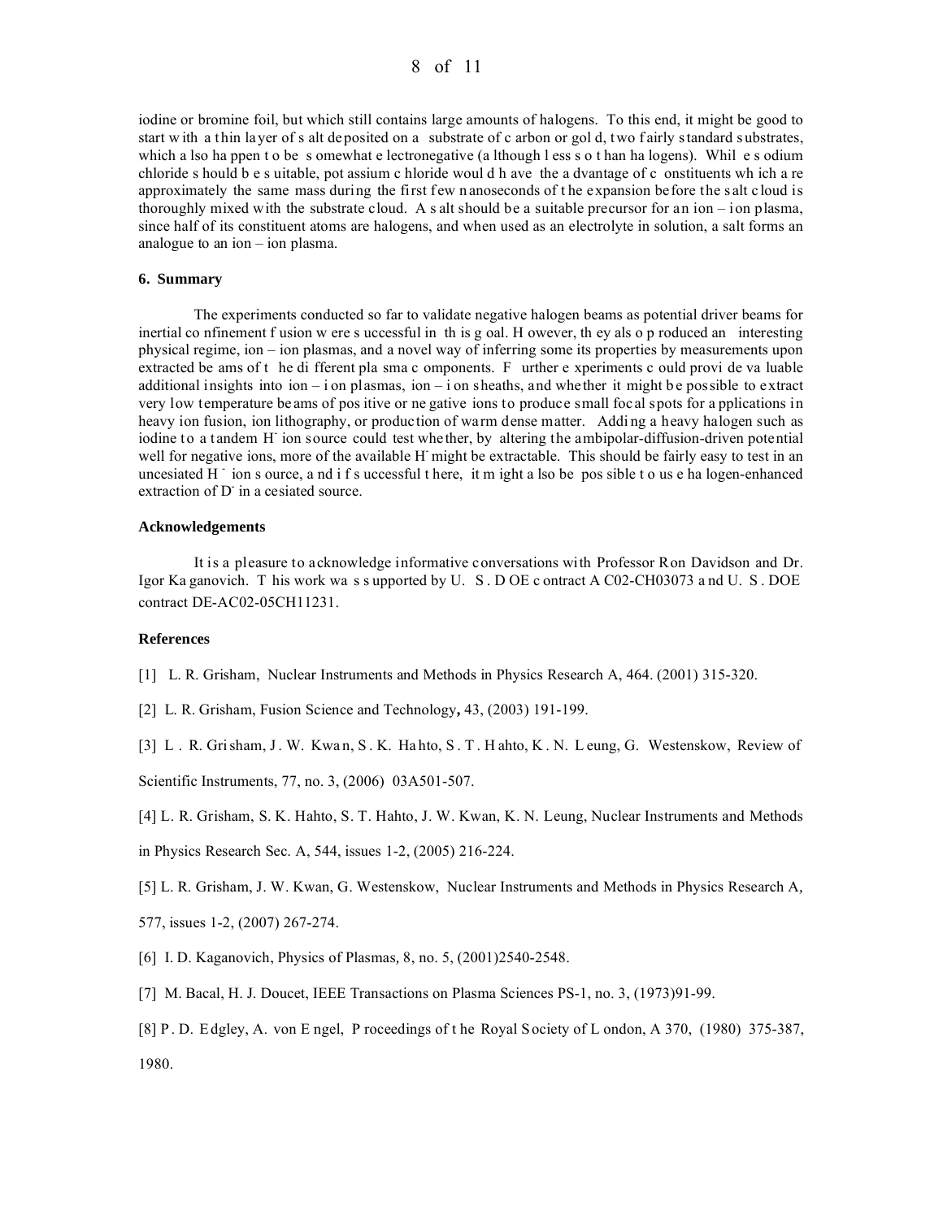iodine or bromine foil, but which still contains large amounts of halogens. To this end, it might be good to start with a thin layer of salt deposited on a substrate of carbon or gold, two fairly standard substrates, which also happen to be somewhat electronegative (although less so than halogens). While sodium chloride should be suitable, potassium chloride would have the advantage of constituents which are approximately the same mass during the first few nanoseconds of the expansion before the salt cloud is thoroughly mixed with the substrate cloud. A salt should be a suitable precursor for an ion – ion plasma, since half of its constituent atoms are halogens, and when used as an electrolyte in solution, a salt forms an analogue to an ion – ion plasma.

## 6. Summary

The experiments conducted so far to validate negative halogen beams as potential driver beams for inertial confinement fusion were successful in this goal. However, they also produced an interesting physical regime, ion – ion plasmas, and a novel way of inferring some its properties by measurements upon extracted beams of the different plasma components. Further experiments could provide valuable additional insights into ion – ion plasmas, ion – ion sheaths, and whether it might be possible to extract very low temperature beams of positive or negative ions to produce small focal spots for applications in heavy ion fusion, ion lithography, or production of warm dense matter. Adding a heavy halogen such as iodine to a tandem $H^-$ ion source could test whether, by altering the ambipolar-diffusion-driven potential well for negative ions, more of the available $H^-$ might be extractable. This should be fairly easy to test in an uncesiated $H^-$ ion source, and if successful there, it might also be possible to use halogen-enhanced extraction of $D^-$ in a cesiated source.

### Acknowledgements

It is a pleasure to acknowledge informative conversations with Professor Ron Davidson and Dr. Igor Kaganovich. This work was supported by U. S. DOE contract AC02-CH03073 and U. S. DOE contract DE-AC02-05CH11231.

### References

[1] L. R. Grisham, Nuclear Instruments and Methods in Physics Research A, 464. (2001) 315-320.

[2] L. R. Grisham, Fusion Science and Technology, 43, (2003) 191-199.

[3] L. R. Grisham, J. W. Kwan, S. K. Hahto, S. T. Hahto, K. N. Leung, G. Westenskow, Review of Scientific Instruments, 77, no. 3, (2006) 03A501-507.

[4] L. R. Grisham, S. K. Hahto, S. T. Hahto, J. W. Kwan, K. N. Leung, Nuclear Instruments and Methods in Physics Research Sec. A, 544, issues 1-2, (2005) 216-224.

[5] L. R. Grisham, J. W. Kwan, G. Westenskow, Nuclear Instruments and Methods in Physics Research A, 577, issues 1-2, (2007) 267-274.

[6] I. D. Kaganovich, Physics of Plasmas, 8, no. 5, (2001)2540-2548.

[7] M. Bacal, H. J. Doucet, IEEE Transactions on Plasma Sciences PS-1, no. 3, (1973)91-99.

[8] P. D. Edgley, A. von Engel, Proceedings of the Royal Society of London, A 370, (1980) 375-387, 1980.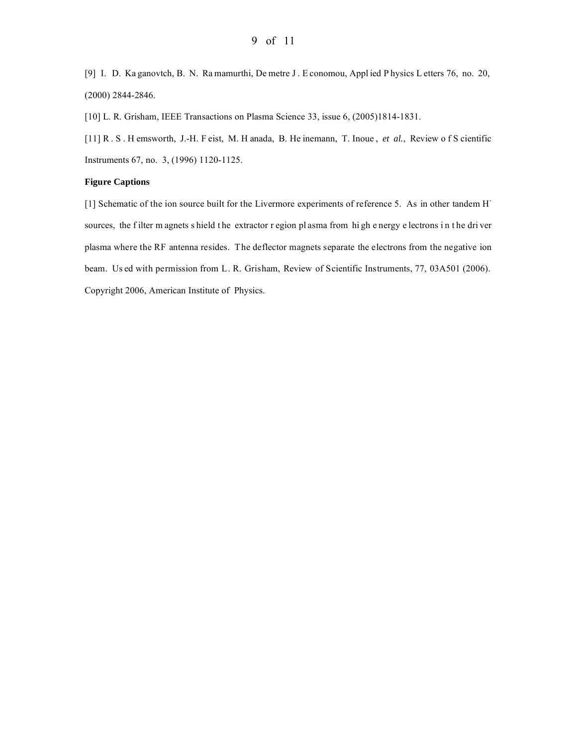[9] I. D. Kaganovtch, B. N. Ramamurthi, Demetre J. Economou, Applied Physics Letters 76, no. 20, (2000) 2844-2846.

[10] L. R. Grisham, IEEE Transactions on Plasma Science 33, issue 6, (2005)1814-1831.

[11] R. S. Hemsworth, J.-H. Feist, M. Hanada, B. Heinemann, T. Inoue, *et al.*, Review of Scientific Instruments 67, no. 3, (1996) 1120-1125.

**Figure Captions**

[1] Schematic of the ion source built for the Livermore experiments of reference 5. As in other tandem $H^-$ sources, the filter magnets shield the extractor region plasma from high energy electrons in the driver plasma where the RF antenna resides. The deflector magnets separate the electrons from the negative ion beam. Used with permission from L. R. Grisham, Review of Scientific Instruments, 77, 03A501 (2006). Copyright 2006, American Institute of Physics.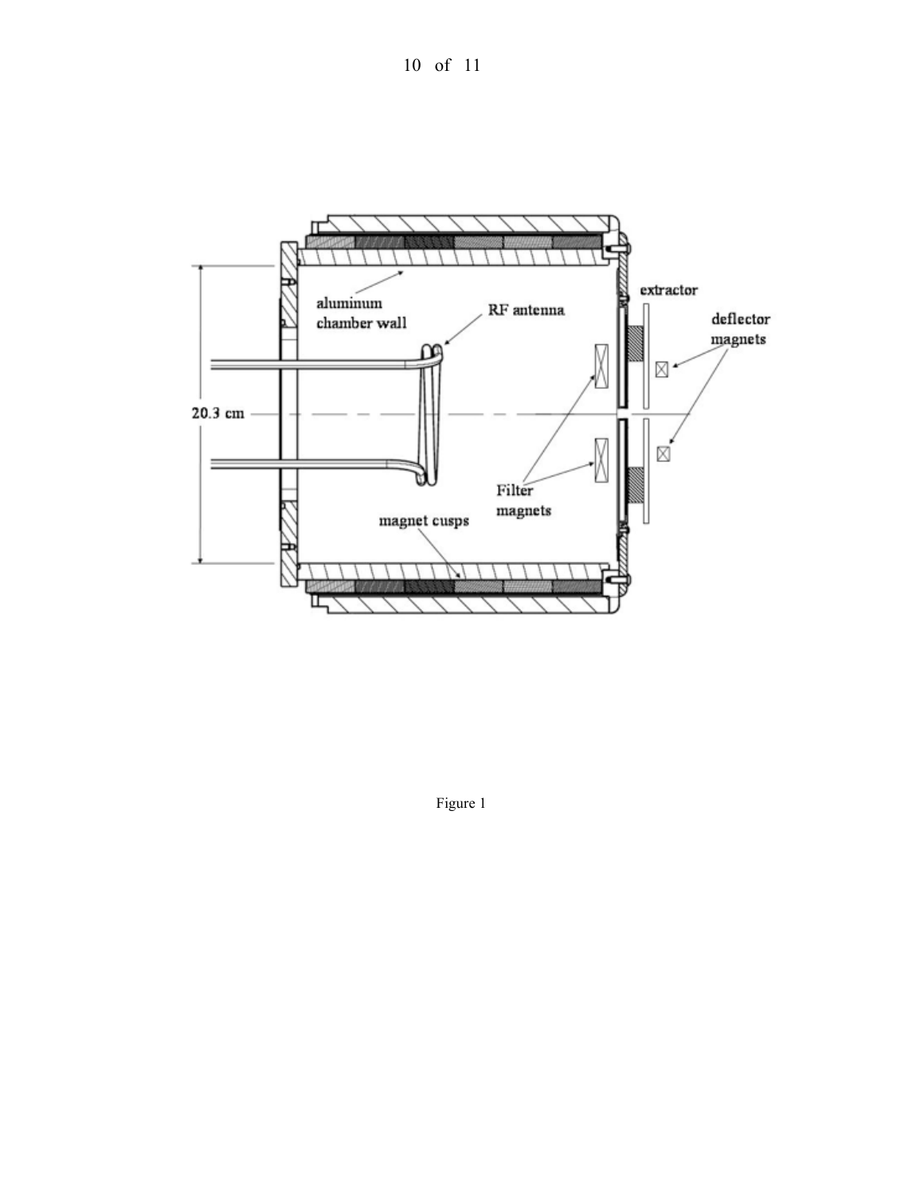20.3 cm

aluminum chamber wall

RF antenna

extractor

deflector magnets

Filter magnets

magnet cusps

Figure 1